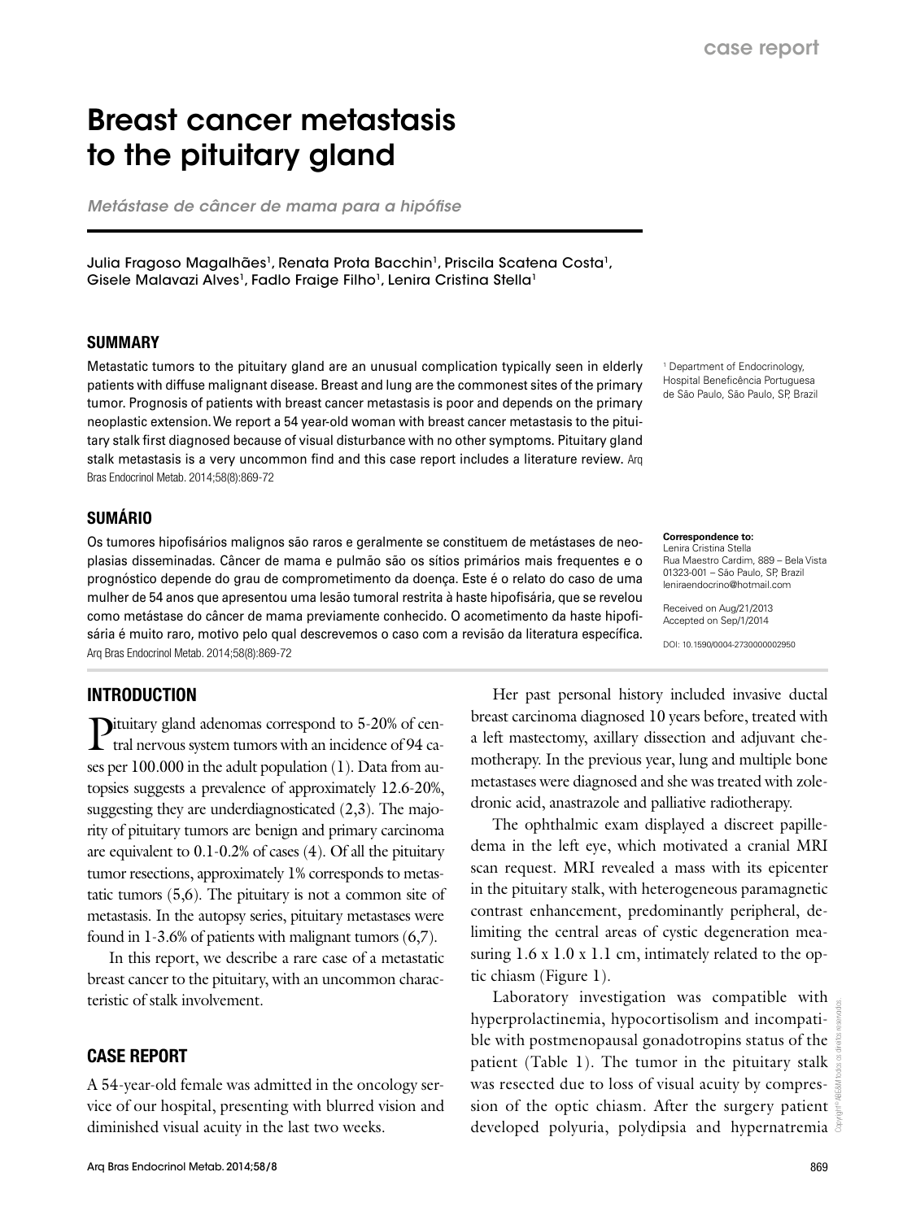case report

# Breast cancer metastasis to the pituitary gland

*Metástase de câncer de mama para a hipófise*

Julia Fragoso Magalhães[1], Renata Prota Bacchin[1], Priscila Scatena Costa[1], Gisele Malavazi Alves[1], Fadlo Fraige Filho[1], Lenira Cristina Stella[1]

[1] Department of Endocrinology, Hospital Beneficência Portuguesa de São Paulo, São Paulo, SP, Brazil

## SUMMARY

Metastatic tumors to the pituitary gland are an unusual complication typically seen in elderly patients with diffuse malignant disease. Breast and lung are the commonest sites of the primary tumor. Prognosis of patients with breast cancer metastasis is poor and depends on the primary neoplastic extension. We report a 54 year-old woman with breast cancer metastasis to the pituitary stalk first diagnosed because of visual disturbance with no other symptoms. Pituitary gland stalk metastasis is a very uncommon find and this case report includes a literature review. Arq Bras Endocrinol Metab. 2014;58(8):869-72

## SUMÁRIO

Os tumores hipofisários malignos são raros e geralmente se constituem de metástases de neoplasias disseminadas. Câncer de mama e pulmão são os sítios primários mais frequentes e o prognóstico depende do grau de comprometimento da doença. Este é o relato do caso de uma mulher de 54 anos que apresentou uma lesão tumoral restrita à haste hipofisária, que se revelou como metástase do câncer de mama previamente conhecido. O acometimento da haste hipofisária é muito raro, motivo pelo qual descrevemos o caso com a revisão da literatura específica. Arq Bras Endocrinol Metab. 2014;58(8):869-72

**Correspondence to:**
Lenira Cristina Stella
Rua Maestro Cardim, 889 – Bela Vista
01323-001 – São Paulo, SP, Brazil
leniraendocrino@hotmail.com

Received on Aug/21/2013
Accepted on Sep/1/2014

DOI: 10.1590/0004-2730000002950

## INTRODUCTION

Pituitary gland adenomas correspond to 5-20% of central nervous system tumors with an incidence of 94 cases per 100.000 in the adult population (1). Data from autopsies suggests a prevalence of approximately 12.6-20%, suggesting they are underdiagnosticated (2,3). The majority of pituitary tumors are benign and primary carcinoma are equivalent to 0.1-0.2% of cases (4). Of all the pituitary tumor resections, approximately 1% corresponds to metastatic tumors (5,6). The pituitary is not a common site of metastasis. In the autopsy series, pituitary metastases were found in 1-3.6% of patients with malignant tumors (6,7).

In this report, we describe a rare case of a metastatic breast cancer to the pituitary, with an uncommon characteristic of stalk involvement.

## CASE REPORT

A 54-year-old female was admitted in the oncology service of our hospital, presenting with blurred vision and diminished visual acuity in the last two weeks.

Her past personal history included invasive ductal breast carcinoma diagnosed 10 years before, treated with a left mastectomy, axillary dissection and adjuvant chemotherapy. In the previous year, lung and multiple bone metastases were diagnosed and she was treated with zoledronic acid, anastrazole and palliative radiotherapy.

The ophthalmic exam displayed a discreet papilledema in the left eye, which motivated a cranial MRI scan request. MRI revealed a mass with its epicenter in the pituitary stalk, with heterogeneous paramagnetic contrast enhancement, predominantly peripheral, delimiting the central areas of cystic degeneration measuring 1.6 x 1.0 x 1.1 cm, intimately related to the optic chiasm (Figure 1).

Laboratory investigation was compatible with hyperprolactinemia, hypocortisolism and incompatible with postmenopausal gonadotropins status of the patient (Table 1). The tumor in the pituitary stalk was resected due to loss of visual acuity by compression of the optic chiasm. After the surgery patient developed polyuria, polydipsia and hypernatremia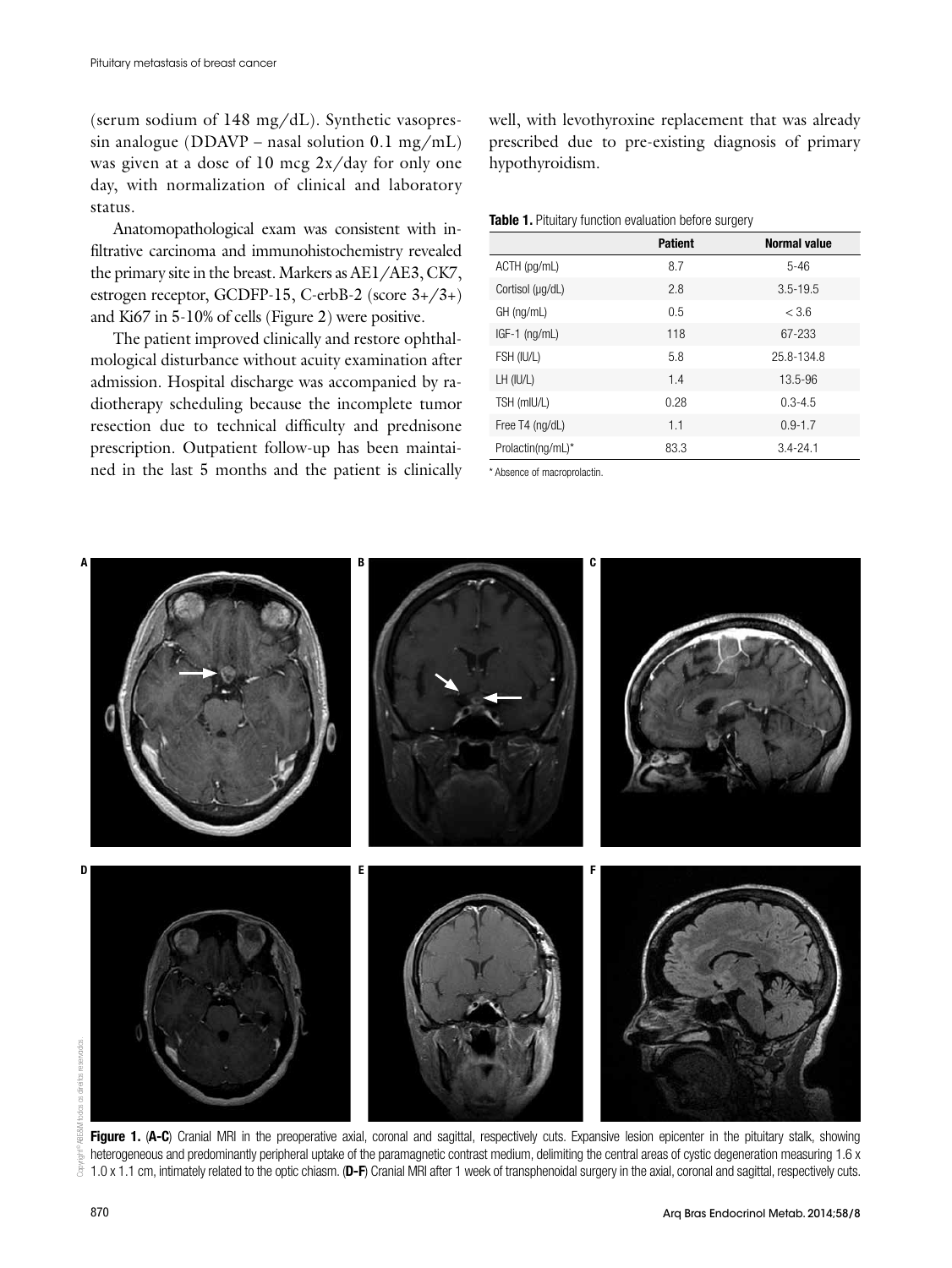(serum sodium of 148 mg/dL). Synthetic vasopressin analogue (DDAVP – nasal solution 0.1 mg/mL) was given at a dose of 10 mcg 2x/day for only one day, with normalization of clinical and laboratory status.

Anatomopathological exam was consistent with infiltrative carcinoma and immunohistochemistry revealed the primary site in the breast. Markers as AE1/AE3, CK7, estrogen receptor, GCDFP-15, C-erbB-2 (score 3+/3+) and Ki67 in 5-10% of cells (Figure 2) were positive.

The patient improved clinically and restore ophthalmological disturbance without acuity examination after admission. Hospital discharge was accompanied by radiotherapy scheduling because the incomplete tumor resection due to technical difficulty and prednisone prescription. Outpatient follow-up has been maintained in the last 5 months and the patient is clinically well, with levothyroxine replacement that was already prescribed due to pre-existing diagnosis of primary hypothyroidism.

**Table 1.** Pituitary function evaluation before surgery

| | Patient | Normal value |
|---|---|---|
| ACTH (pg/mL) | 8.7 | 5-46 |
| Cortisol (µg/dL) | 2.8 | 3.5-19.5 |
| GH (ng/mL) | 0.5 | < 3.6 |
| IGF-1 (ng/mL) | 118 | 67-233 |
| FSH (IU/L) | 5.8 | 25.8-134.8 |
| LH (IU/L) | 1.4 | 13.5-96 |
| TSH (mIU/L) | 0.28 | 0.3-4.5 |
| Free T4 (ng/dL) | 1.1 | 0.9-1.7 |
| Prolactin(ng/mL)* | 83.3 | 3.4-24.1 |

* Absence of macroprolactin.

**Figure 1.** (**A-C**) Cranial MRI in the preoperative axial, coronal and sagittal, respectively cuts. Expansive lesion epicenter in the pituitary stalk, showing heterogeneous and predominantly peripheral uptake of the paramagnetic contrast medium, delimiting the central areas of cystic degeneration measuring 1.6 x 1.0 x 1.1 cm, intimately related to the optic chiasm. (**D-F**) Cranial MRI after 1 week of transphenoidal surgery in the axial, coronal and sagittal, respectively cuts.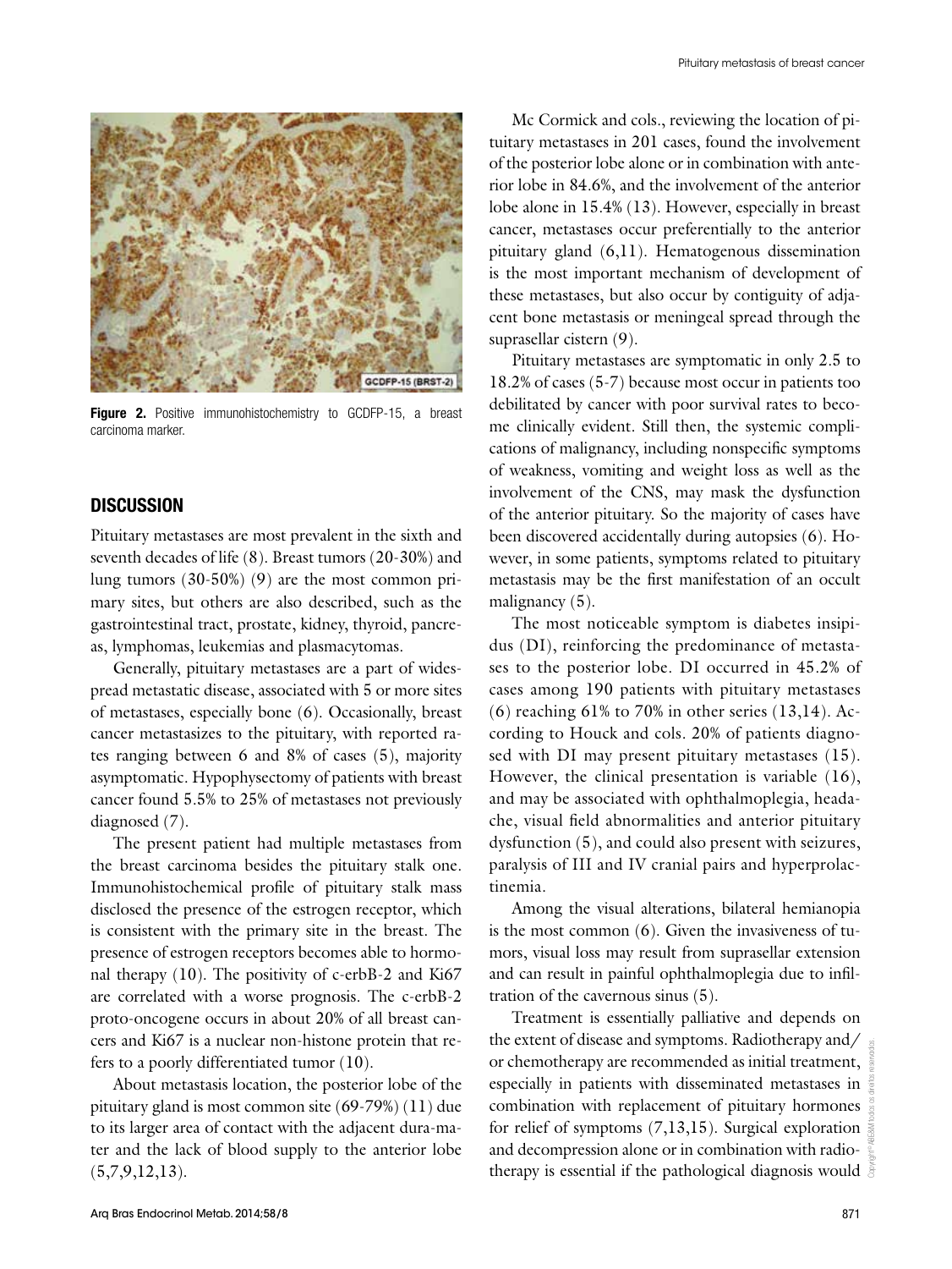Figure 2. Positive immunohistochemistry to GCDFP-15, a breast carcinoma marker.

## DISCUSSION

Pituitary metastases are most prevalent in the sixth and seventh decades of life (8). Breast tumors (20-30%) and lung tumors (30-50%) (9) are the most common primary sites, but others are also described, such as the gastrointestinal tract, prostate, kidney, thyroid, pancreas, lymphomas, leukemias and plasmacytomas.

Generally, pituitary metastases are a part of widespread metastatic disease, associated with 5 or more sites of metastases, especially bone (6). Occasionally, breast cancer metastasizes to the pituitary, with reported rates ranging between 6 and 8% of cases (5), majority asymptomatic. Hypophysectomy of patients with breast cancer found 5.5% to 25% of metastases not previously diagnosed (7).

The present patient had multiple metastases from the breast carcinoma besides the pituitary stalk one. Immunohistochemical profile of pituitary stalk mass disclosed the presence of the estrogen receptor, which is consistent with the primary site in the breast. The presence of estrogen receptors becomes able to hormonal therapy (10). The positivity of c-erbB-2 and Ki67 are correlated with a worse prognosis. The c-erbB-2 proto-oncogene occurs in about 20% of all breast cancers and Ki67 is a nuclear non-histone protein that refers to a poorly differentiated tumor (10).

About metastasis location, the posterior lobe of the pituitary gland is most common site (69-79%) (11) due to its larger area of contact with the adjacent dura-mater and the lack of blood supply to the anterior lobe (5,7,9,12,13).

Mc Cormick and cols., reviewing the location of pituitary metastases in 201 cases, found the involvement of the posterior lobe alone or in combination with anterior lobe in 84.6%, and the involvement of the anterior lobe alone in 15.4% (13). However, especially in breast cancer, metastases occur preferentially to the anterior pituitary gland (6,11). Hematogenous dissemination is the most important mechanism of development of these metastases, but also occur by contiguity of adjacent bone metastasis or meningeal spread through the suprasellar cistern (9).

Pituitary metastases are symptomatic in only 2.5 to 18.2% of cases (5-7) because most occur in patients too debilitated by cancer with poor survival rates to become clinically evident. Still then, the systemic complications of malignancy, including nonspecific symptoms of weakness, vomiting and weight loss as well as the involvement of the CNS, may mask the dysfunction of the anterior pituitary. So the majority of cases have been discovered accidentally during autopsies (6). However, in some patients, symptoms related to pituitary metastasis may be the first manifestation of an occult malignancy (5).

The most noticeable symptom is diabetes insipidus (DI), reinforcing the predominance of metastases to the posterior lobe. DI occurred in 45.2% of cases among 190 patients with pituitary metastases (6) reaching 61% to 70% in other series (13,14). According to Houck and cols. 20% of patients diagnosed with DI may present pituitary metastases (15). However, the clinical presentation is variable (16), and may be associated with ophthalmoplegia, headache, visual field abnormalities and anterior pituitary dysfunction (5), and could also present with seizures, paralysis of III and IV cranial pairs and hyperprolactinemia.

Among the visual alterations, bilateral hemianopia is the most common (6). Given the invasiveness of tumors, visual loss may result from suprasellar extension and can result in painful ophthalmoplegia due to infiltration of the cavernous sinus (5).

Treatment is essentially palliative and depends on the extent of disease and symptoms. Radiotherapy and/or chemotherapy are recommended as initial treatment, especially in patients with disseminated metastases in combination with replacement of pituitary hormones for relief of symptoms (7,13,15). Surgical exploration and decompression alone or in combination with radiotherapy is essential if the pathological diagnosis would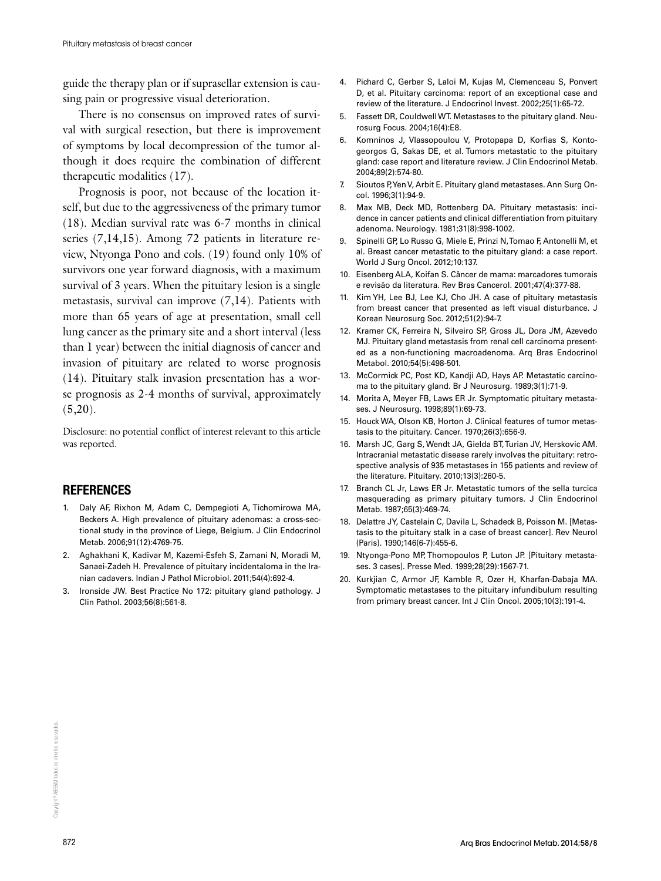guide the therapy plan or if suprasellar extension is causing pain or progressive visual deterioration.

There is no consensus on improved rates of survival with surgical resection, but there is improvement of symptoms by local decompression of the tumor although it does require the combination of different therapeutic modalities (17).

Prognosis is poor, not because of the location itself, but due to the aggressiveness of the primary tumor (18). Median survival rate was 6-7 months in clinical series (7,14,15). Among 72 patients in literature review, Ntyonga Pono and cols. (19) found only 10% of survivors one year forward diagnosis, with a maximum survival of 3 years. When the pituitary lesion is a single metastasis, survival can improve (7,14). Patients with more than 65 years of age at presentation, small cell lung cancer as the primary site and a short interval (less than 1 year) between the initial diagnosis of cancer and invasion of pituitary are related to worse prognosis (14). Pituitary stalk invasion presentation has a worse prognosis as 2-4 months of survival, approximately (5,20).

Disclosure: no potential conflict of interest relevant to this article was reported.

## REFERENCES

1. Daly AF, Rixhon M, Adam C, Dempegioti A, Tichomirowa MA, Beckers A. High prevalence of pituitary adenomas: a cross-sectional study in the province of Liege, Belgium. J Clin Endocrinol Metab. 2006;91(12):4769-75.
2. Aghakhani K, Kadivar M, Kazemi-Esfeh S, Zamani N, Moradi M, Sanaei-Zadeh H. Prevalence of pituitary incidentaloma in the Iranian cadavers. Indian J Pathol Microbiol. 2011;54(4):692-4.
3. Ironside JW. Best Practice No 172: pituitary gland pathology. J Clin Pathol. 2003;56(8):561-8.
4. Pichard C, Gerber S, Laloi M, Kujas M, Clemenceau S, Ponvert D, et al. Pituitary carcinoma: report of an exceptional case and review of the literature. J Endocrinol Invest. 2002;25(1):65-72.
5. Fassett DR, Couldwell WT. Metastases to the pituitary gland. Neurosurg Focus. 2004;16(4):E8.
6. Komninos J, Vlassopoulou V, Protopapa D, Korfias S, Kontogeorgos G, Sakas DE, et al. Tumors metastatic to the pituitary gland: case report and literature review. J Clin Endocrinol Metab. 2004;89(2):574-80.
7. Sioutos P, Yen V, Arbit E. Pituitary gland metastases. Ann Surg Oncol. 1996;3(1):94-9.
8. Max MB, Deck MD, Rottenberg DA. Pituitary metastasis: incidence in cancer patients and clinical differentiation from pituitary adenoma. Neurology. 1981;31(8):998-1002.
9. Spinelli GP, Lo Russo G, Miele E, Prinzi N, Tomao F, Antonelli M, et al. Breast cancer metastatic to the pituitary gland: a case report. World J Surg Oncol. 2012;10:137.
10. Eisenberg ALA, Koifan S. Câncer de mama: marcadores tumorais e revisão da literatura. Rev Bras Cancerol. 2001;47(4):377-88.
11. Kim YH, Lee BJ, Lee KJ, Cho JH. A case of pituitary metastasis from breast cancer that presented as left visual disturbance. J Korean Neurosurg Soc. 2012;51(2):94-7.
12. Kramer CK, Ferreira N, Silveiro SP, Gross JL, Dora JM, Azevedo MJ. Pituitary gland metastasis from renal cell carcinoma presented as a non-functioning macroadenoma. Arq Bras Endocrinol Metabol. 2010;54(5):498-501.
13. McCormick PC, Post KD, Kandji AD, Hays AP. Metastatic carcinoma to the pituitary gland. Br J Neurosurg. 1989;3(1):71-9.
14. Morita A, Meyer FB, Laws ER Jr. Symptomatic pituitary metastases. J Neurosurg. 1998;89(1):69-73.
15. Houck WA, Olson KB, Horton J. Clinical features of tumor metastasis to the pituitary. Cancer. 1970;26(3):656-9.
16. Marsh JC, Garg S, Wendt JA, Gielda BT, Turian JV, Herskovic AM. Intracranial metastatic disease rarely involves the pituitary: retrospective analysis of 935 metastases in 155 patients and review of the literature. Pituitary. 2010;13(3):260-5.
17. Branch CL Jr, Laws ER Jr. Metastatic tumors of the sella turcica masquerading as primary pituitary tumors. J Clin Endocrinol Metab. 1987;65(3):469-74.
18. Delattre JY, Castelain C, Davila L, Schadeck B, Poisson M. [Metastasis to the pituitary stalk in a case of breast cancer]. Rev Neurol (Paris). 1990;146(6-7):455-6.
19. Ntyonga-Pono MP, Thomopoulos P, Luton JP. [Pituitary metastases. 3 cases]. Presse Med. 1999;28(29):1567-71.
20. Kurkjian C, Armor JF, Kamble R, Ozer H, Kharfan-Dabaja MA. Symptomatic metastases to the pituitary infundibulum resulting from primary breast cancer. Int J Clin Oncol. 2005;10(3):191-4.